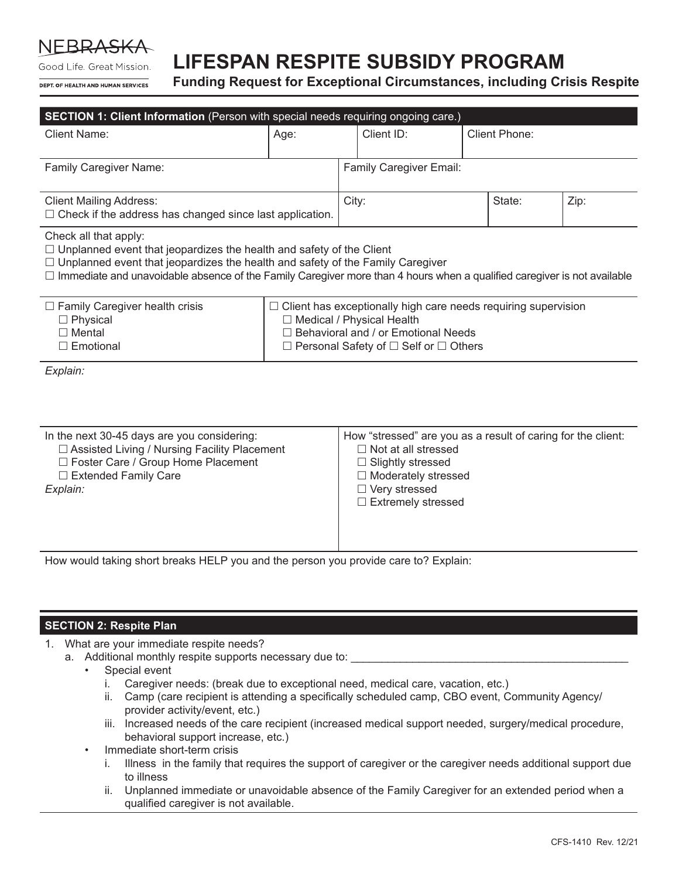NEBRASKA

Good Life. Great Mission.

DEPT. OF HEALTH AND HUMAN SERVICES

# LIFESPAN RESPITE SUBSIDY PROGRAM

## Funding Request for Exceptional Circumstances, including Crisis Respite

**SECTION 1: Client Information** (Person with special needs requiring ongoing care.)

| Client Name: | Age: | Client ID: | Client Phone: |
|---|---|---|---|

| Family Caregiver Name: | Family Caregiver Email: |
|---|---|

| Client Mailing Address: ☐ Check if the address has changed since last application. | City: | State: | Zip: |
|---|---|---|---|

Check all that apply:

☐ Unplanned event that jeopardizes the health and safety of the Client

☐ Unplanned event that jeopardizes the health and safety of the Family Caregiver

☐ Immediate and unavoidable absence of the Family Caregiver more than 4 hours when a qualified caregiver is not available

| ☐ Family Caregiver health crisis | ☐ Client has exceptionally high care needs requiring supervision |
|---|---|
| ☐ Physical | ☐ Medical / Physical Health |
| ☐ Mental | ☐ Behavioral and / or Emotional Needs |
| ☐ Emotional | ☐ Personal Safety of ☐ Self or ☐ Others |

*Explain:*

| In the next 30-45 days are you considering: | How "stressed" are you as a result of caring for the client: |
|---|---|
| ☐ Assisted Living / Nursing Facility Placement | ☐ Not at all stressed |
| ☐ Foster Care / Group Home Placement | ☐ Slightly stressed |
| ☐ Extended Family Care | ☐ Moderately stressed |
| *Explain:* | ☐ Very stressed |
| | ☐ Extremely stressed |

How would taking short breaks HELP you and the person you provide care to? Explain:

**SECTION 2: Respite Plan**

1. What are your immediate respite needs?
   a. Additional monthly respite supports necessary due to: _______________________________________________
      - Special event
        i. Caregiver needs: (break due to exceptional need, medical care, vacation, etc.)
        ii. Camp (care recipient is attending a specifically scheduled camp, CBO event, Community Agency/ provider activity/event, etc.)
        iii. Increased needs of the care recipient (increased medical support needed, surgery/medical procedure, behavioral support increase, etc.)
      - Immediate short-term crisis
        i. Illness in the family that requires the support of caregiver or the caregiver needs additional support due to illness
        ii. Unplanned immediate or unavoidable absence of the Family Caregiver for an extended period when a qualified caregiver is not available.

CFS-1410 Rev. 12/21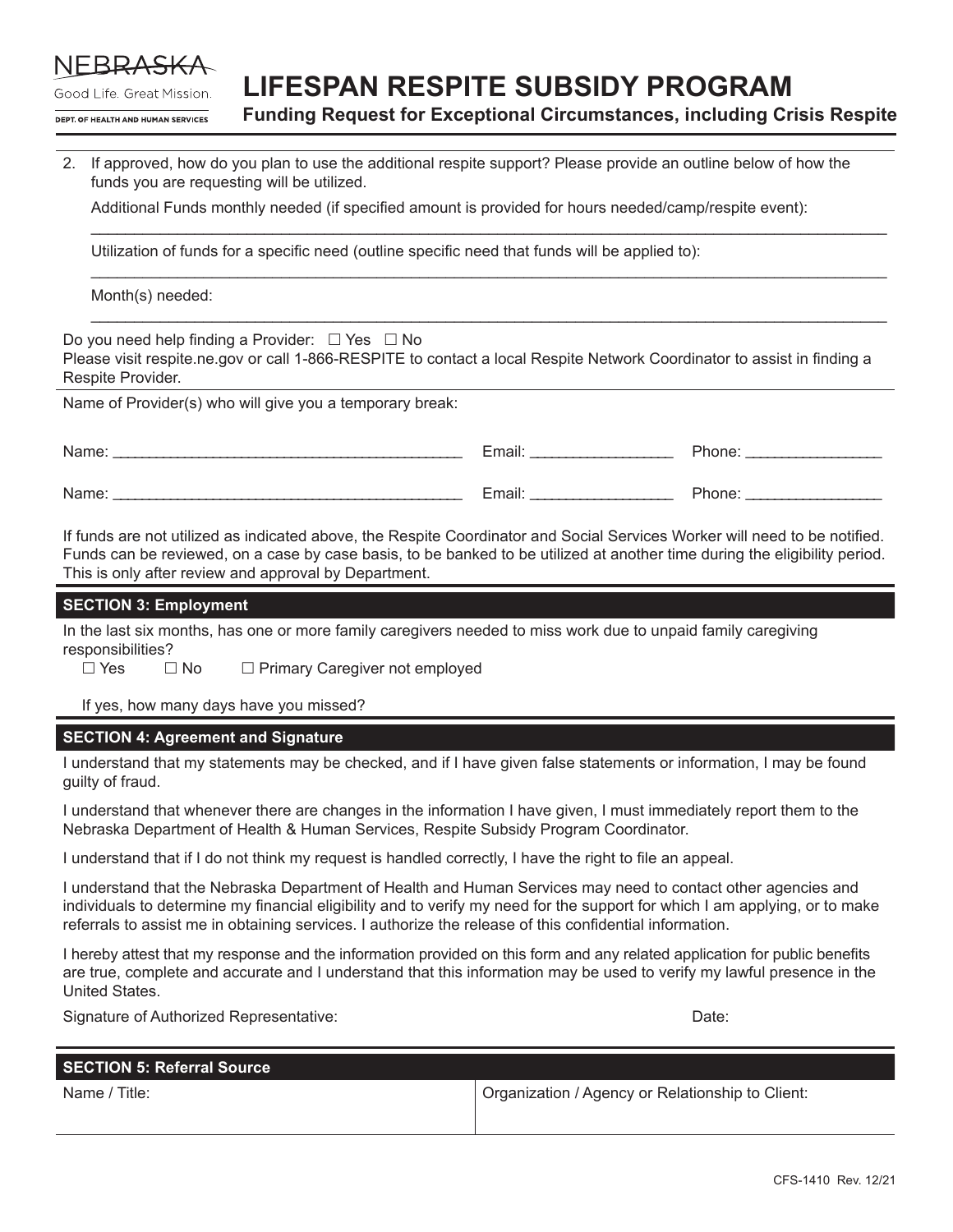# LIFESPAN RESPITE SUBSIDY PROGRAM

**Funding Request for Exceptional Circumstances, including Crisis Respite**

2. If approved, how do you plan to use the additional respite support? Please provide an outline below of how the funds you are requesting will be utilized.

   Additional Funds monthly needed (if specified amount is provided for hours needed/camp/respite event):

   ______________________________________________________________________________

   Utilization of funds for a specific need (outline specific need that funds will be applied to):

   ______________________________________________________________________________

   Month(s) needed:

   ______________________________________________________________________________

Do you need help finding a Provider: ☐ Yes ☐ No
Please visit respite.ne.gov or call 1-866-RESPITE to contact a local Respite Network Coordinator to assist in finding a Respite Provider.

Name of Provider(s) who will give you a temporary break:

Name: ____________________________________________ Email: _________________ Phone: ________________

Name: ____________________________________________ Email: _________________ Phone: ________________

If funds are not utilized as indicated above, the Respite Coordinator and Social Services Worker will need to be notified. Funds can be reviewed, on a case by case basis, to be banked to be utilized at another time during the eligibility period. This is only after review and approval by Department.

## SECTION 3: Employment

In the last six months, has one or more family caregivers needed to miss work due to unpaid family caregiving responsibilities?

☐ Yes ☐ No ☐ Primary Caregiver not employed

If yes, how many days have you missed?

## SECTION 4: Agreement and Signature

I understand that my statements may be checked, and if I have given false statements or information, I may be found guilty of fraud.

I understand that whenever there are changes in the information I have given, I must immediately report them to the Nebraska Department of Health & Human Services, Respite Subsidy Program Coordinator.

I understand that if I do not think my request is handled correctly, I have the right to file an appeal.

I understand that the Nebraska Department of Health and Human Services may need to contact other agencies and individuals to determine my financial eligibility and to verify my need for the support for which I am applying, or to make referrals to assist me in obtaining services. I authorize the release of this confidential information.

I hereby attest that my response and the information provided on this form and any related application for public benefits are true, complete and accurate and I understand that this information may be used to verify my lawful presence in the United States.

Signature of Authorized Representative: Date:

## SECTION 5: Referral Source

| Name / Title: | Organization / Agency or Relationship to Client: |
| --- | --- |
| | |

CFS-1410 Rev. 12/21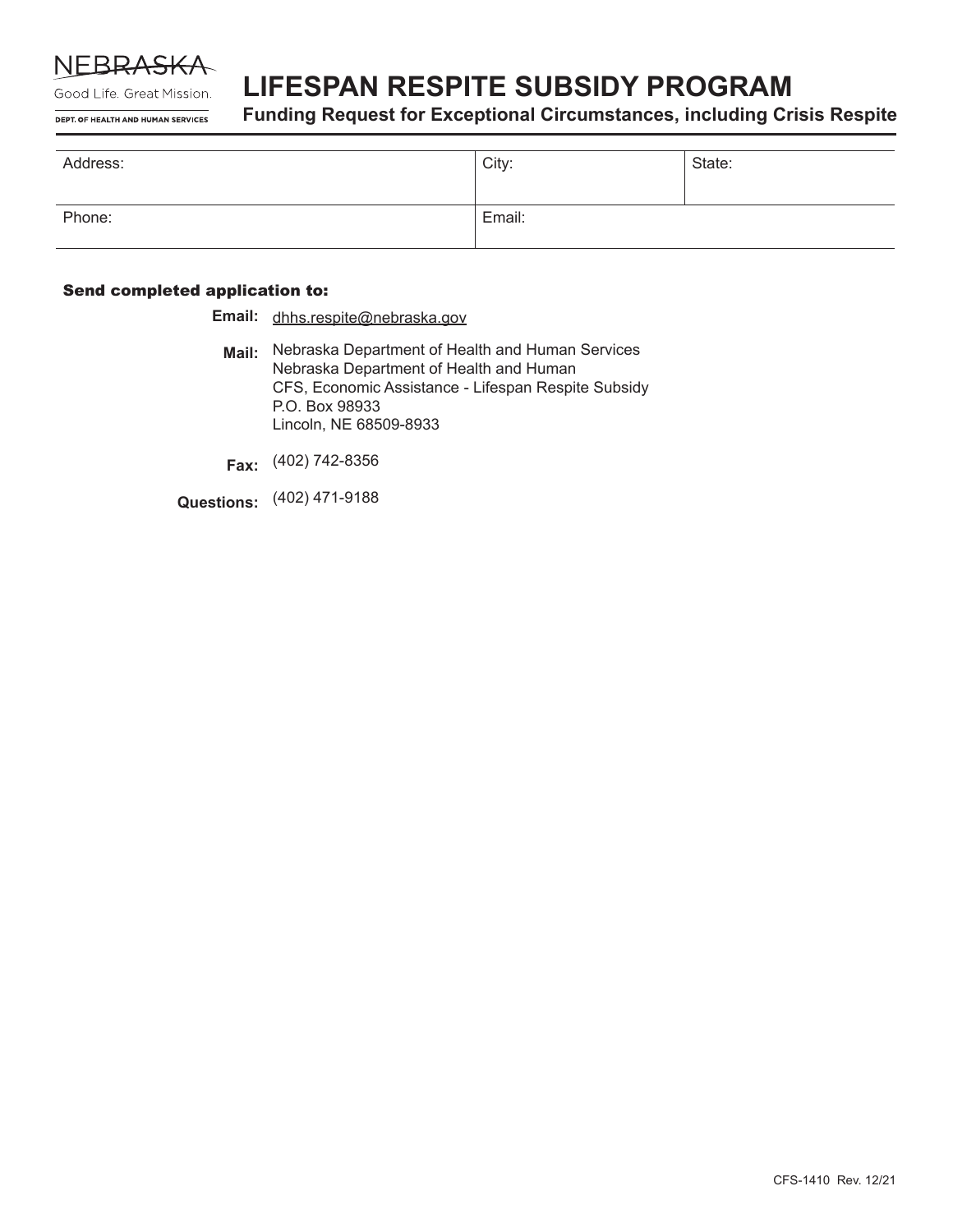# LIFESPAN RESPITE SUBSIDY PROGRAM

## Funding Request for Exceptional Circumstances, including Crisis Respite

| Address: | City: | State: |
|---|---|---|
| Phone: | Email: | |

**Send completed application to:**

**Email:** dhhs.respite@nebraska.gov

**Mail:** Nebraska Department of Health and Human Services
Nebraska Department of Health and Human
CFS, Economic Assistance - Lifespan Respite Subsidy
P.O. Box 98933
Lincoln, NE 68509-8933

**Fax:** (402) 742-8356

**Questions:** (402) 471-9188

CFS-1410 Rev. 12/21